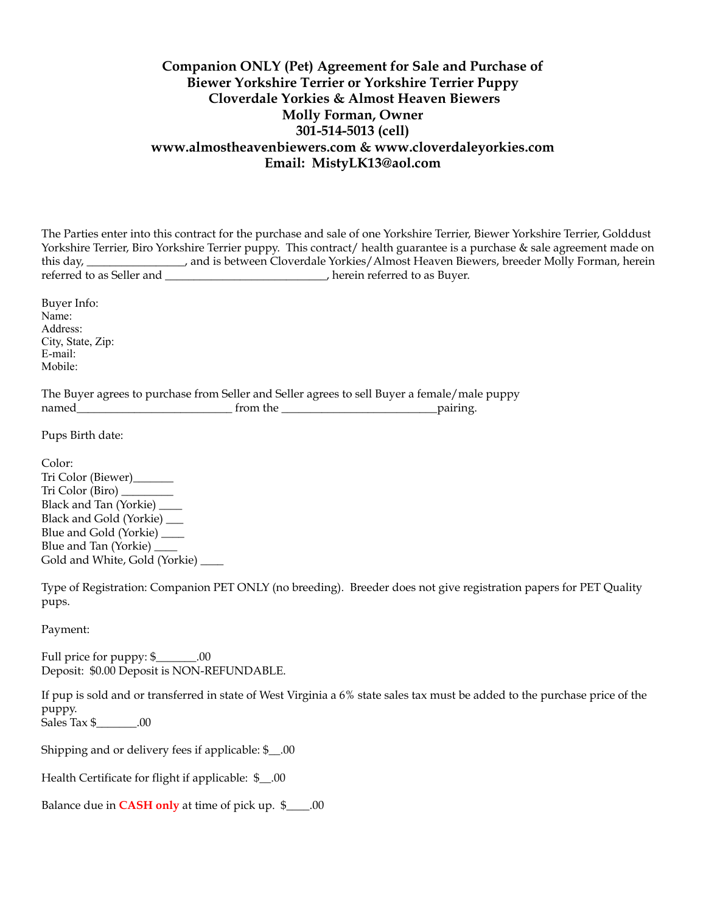# Companion ONLY (Pet) Agreement for Sale and Purchase of Biewer Yorkshire Terrier or Yorkshire Terrier Puppy
## Cloverdale Yorkies & Almost Heaven Biewers
## Molly Forman, Owner
## 301-514-5013 (cell)
## www.almostheavenbiewers.com & www.cloverdaleyorkies.com
## Email: MistyLK13@aol.com

The Parties enter into this contract for the purchase and sale of one Yorkshire Terrier, Biewer Yorkshire Terrier, Golddust Yorkshire Terrier, Biro Yorkshire Terrier puppy. This contract/ health guarantee is a purchase & sale agreement made on this day, ________________, and is between Cloverdale Yorkies/Almost Heaven Biewers, breeder Molly Forman, herein referred to as Seller and ___________________________, herein referred to as Buyer.

Buyer Info:
Name:
Address:
City, State, Zip:
E-mail:
Mobile:

The Buyer agrees to purchase from Seller and Seller agrees to sell Buyer a female/male puppy named_________________________ from the _________________________pairing.

Pups Birth date:

Color:
Tri Color (Biewer)_______
Tri Color (Biro) _________
Black and Tan (Yorkie) ____
Black and Gold (Yorkie) ___
Blue and Gold (Yorkie) ____
Blue and Tan (Yorkie) ____
Gold and White, Gold (Yorkie) ____

Type of Registration: Companion PET ONLY (no breeding). Breeder does not give registration papers for PET Quality pups.

Payment:

Full price for puppy: $_______.00
Deposit: $0.00 Deposit is NON-REFUNDABLE.

If pup is sold and or transferred in state of West Virginia a 6% state sales tax must be added to the purchase price of the puppy.
Sales Tax $_______.00

Shipping and or delivery fees if applicable: $__.00

Health Certificate for flight if applicable: $__.00

Balance due in **CASH only** at time of pick up. $____.00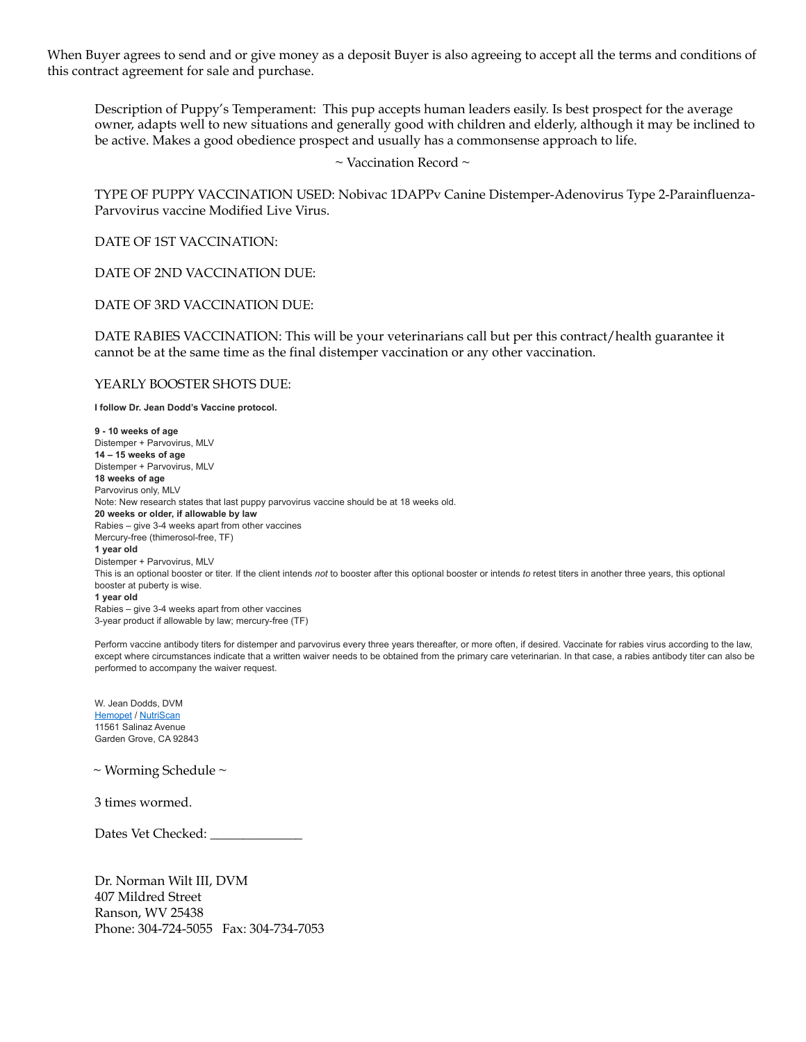When Buyer agrees to send and or give money as a deposit Buyer is also agreeing to accept all the terms and conditions of this contract agreement for sale and purchase.

Description of Puppy's Temperament: This pup accepts human leaders easily. Is best prospect for the average owner, adapts well to new situations and generally good with children and elderly, although it may be inclined to be active. Makes a good obedience prospect and usually has a commonsense approach to life.

~ Vaccination Record ~

TYPE OF PUPPY VACCINATION USED: Nobivac 1DAPPv Canine Distemper-Adenovirus Type 2-Parainfluenza-Parvovirus vaccine Modified Live Virus.

DATE OF 1ST VACCINATION:

DATE OF 2ND VACCINATION DUE:

DATE OF 3RD VACCINATION DUE:

DATE RABIES VACCINATION: This will be your veterinarians call but per this contract/health guarantee it cannot be at the same time as the final distemper vaccination or any other vaccination.

YEARLY BOOSTER SHOTS DUE:

**I follow Dr. Jean Dodd's Vaccine protocol.**

**9 - 10 weeks of age**
Distemper + Parvovirus, MLV
**14 – 15 weeks of age**
Distemper + Parvovirus, MLV
**18 weeks of age**
Parvovirus only, MLV
Note: New research states that last puppy parvovirus vaccine should be at 18 weeks old.
**20 weeks or older, if allowable by law**
Rabies – give 3-4 weeks apart from other vaccines
Mercury-free (thimerosol-free, TF)
**1 year old**
Distemper + Parvovirus, MLV
This is an optional booster or titer. If the client intends *not* to booster after this optional booster or intends *to* retest titers in another three years, this optional booster at puberty is wise.
**1 year old**
Rabies – give 3-4 weeks apart from other vaccines
3-year product if allowable by law; mercury-free (TF)

Perform vaccine antibody titers for distemper and parvovirus every three years thereafter, or more often, if desired. Vaccinate for rabies virus according to the law, except where circumstances indicate that a written waiver needs to be obtained from the primary care veterinarian. In that case, a rabies antibody titer can also be performed to accompany the waiver request.

W. Jean Dodds, DVM
Hemopet / NutriScan
11561 Salinaz Avenue
Garden Grove, CA 92843

~ Worming Schedule ~

3 times wormed.

Dates Vet Checked: _____________

Dr. Norman Wilt III, DVM
407 Mildred Street
Ranson, WV 25438
Phone: 304-724-5055 Fax: 304-734-7053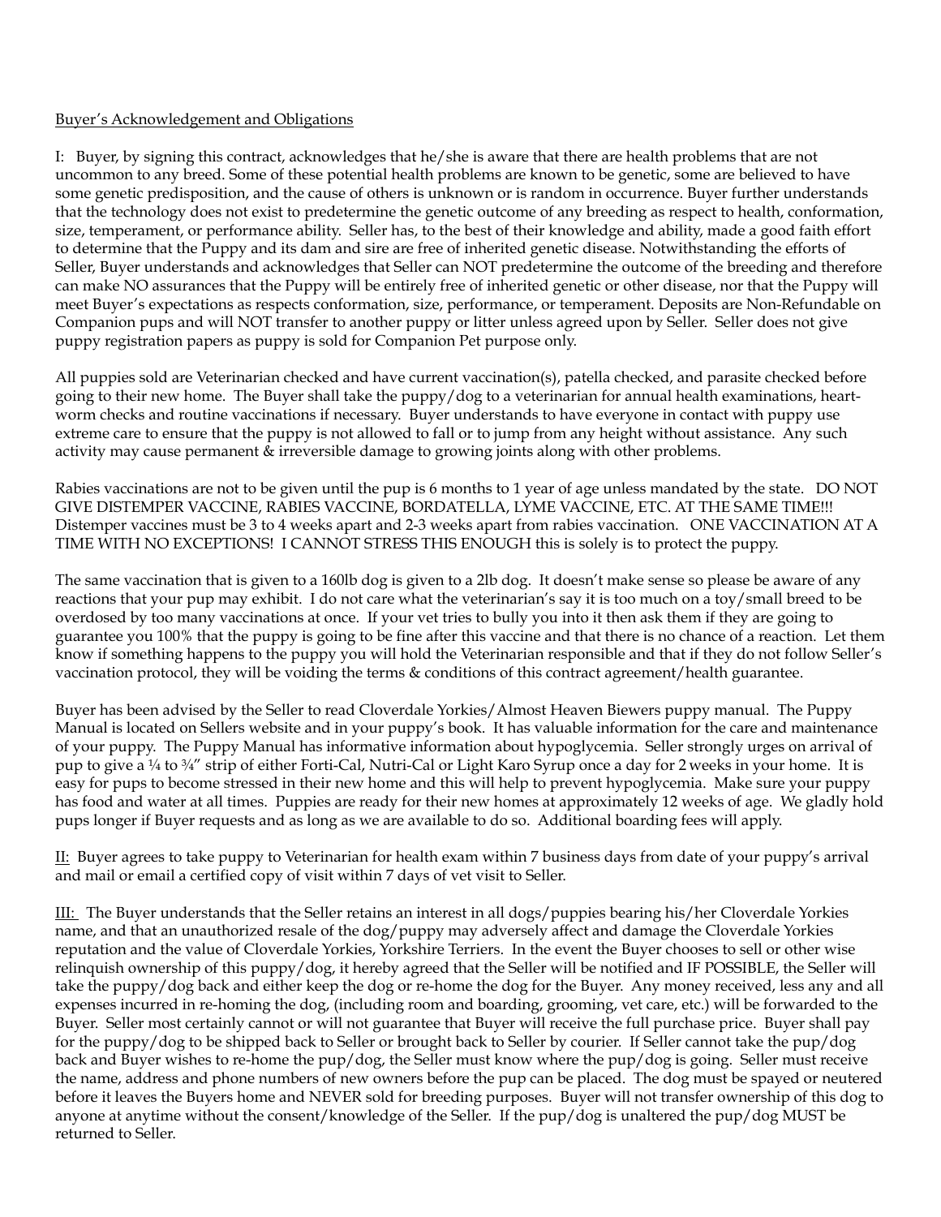Buyer's Acknowledgement and Obligations

I: Buyer, by signing this contract, acknowledges that he/she is aware that there are health problems that are not uncommon to any breed. Some of these potential health problems are known to be genetic, some are believed to have some genetic predisposition, and the cause of others is unknown or is random in occurrence. Buyer further understands that the technology does not exist to predetermine the genetic outcome of any breeding as respect to health, conformation, size, temperament, or performance ability. Seller has, to the best of their knowledge and ability, made a good faith effort to determine that the Puppy and its dam and sire are free of inherited genetic disease. Notwithstanding the efforts of Seller, Buyer understands and acknowledges that Seller can NOT predetermine the outcome of the breeding and therefore can make NO assurances that the Puppy will be entirely free of inherited genetic or other disease, nor that the Puppy will meet Buyer's expectations as respects conformation, size, performance, or temperament. Deposits are Non-Refundable on Companion pups and will NOT transfer to another puppy or litter unless agreed upon by Seller. Seller does not give puppy registration papers as puppy is sold for Companion Pet purpose only.

All puppies sold are Veterinarian checked and have current vaccination(s), patella checked, and parasite checked before going to their new home. The Buyer shall take the puppy/dog to a veterinarian for annual health examinations, heart-worm checks and routine vaccinations if necessary. Buyer understands to have everyone in contact with puppy use extreme care to ensure that the puppy is not allowed to fall or to jump from any height without assistance. Any such activity may cause permanent & irreversible damage to growing joints along with other problems.

Rabies vaccinations are not to be given until the pup is 6 months to 1 year of age unless mandated by the state. DO NOT GIVE DISTEMPER VACCINE, RABIES VACCINE, BORDATELLA, LYME VACCINE, ETC. AT THE SAME TIME!!! Distemper vaccines must be 3 to 4 weeks apart and 2-3 weeks apart from rabies vaccination. ONE VACCINATION AT A TIME WITH NO EXCEPTIONS! I CANNOT STRESS THIS ENOUGH this is solely is to protect the puppy.

The same vaccination that is given to a 160lb dog is given to a 2lb dog. It doesn't make sense so please be aware of any reactions that your pup may exhibit. I do not care what the veterinarian's say it is too much on a toy/small breed to be overdosed by too many vaccinations at once. If your vet tries to bully you into it then ask them if they are going to guarantee you 100% that the puppy is going to be fine after this vaccine and that there is no chance of a reaction. Let them know if something happens to the puppy you will hold the Veterinarian responsible and that if they do not follow Seller's vaccination protocol, they will be voiding the terms & conditions of this contract agreement/health guarantee.

Buyer has been advised by the Seller to read Cloverdale Yorkies/Almost Heaven Biewers puppy manual. The Puppy Manual is located on Sellers website and in your puppy's book. It has valuable information for the care and maintenance of your puppy. The Puppy Manual has informative information about hypoglycemia. Seller strongly urges on arrival of pup to give a ¼ to ¾" strip of either Forti-Cal, Nutri-Cal or Light Karo Syrup once a day for 2 weeks in your home. It is easy for pups to become stressed in their new home and this will help to prevent hypoglycemia. Make sure your puppy has food and water at all times. Puppies are ready for their new homes at approximately 12 weeks of age. We gladly hold pups longer if Buyer requests and as long as we are available to do so. Additional boarding fees will apply.

II: Buyer agrees to take puppy to Veterinarian for health exam within 7 business days from date of your puppy's arrival and mail or email a certified copy of visit within 7 days of vet visit to Seller.

III: The Buyer understands that the Seller retains an interest in all dogs/puppies bearing his/her Cloverdale Yorkies name, and that an unauthorized resale of the dog/puppy may adversely affect and damage the Cloverdale Yorkies reputation and the value of Cloverdale Yorkies, Yorkshire Terriers. In the event the Buyer chooses to sell or other wise relinquish ownership of this puppy/dog, it hereby agreed that the Seller will be notified and IF POSSIBLE, the Seller will take the puppy/dog back and either keep the dog or re-home the dog for the Buyer. Any money received, less any and all expenses incurred in re-homing the dog, (including room and boarding, grooming, vet care, etc.) will be forwarded to the Buyer. Seller most certainly cannot or will not guarantee that Buyer will receive the full purchase price. Buyer shall pay for the puppy/dog to be shipped back to Seller or brought back to Seller by courier. If Seller cannot take the pup/dog back and Buyer wishes to re-home the pup/dog, the Seller must know where the pup/dog is going. Seller must receive the name, address and phone numbers of new owners before the pup can be placed. The dog must be spayed or neutered before it leaves the Buyers home and NEVER sold for breeding purposes. Buyer will not transfer ownership of this dog to anyone at anytime without the consent/knowledge of the Seller. If the pup/dog is unaltered the pup/dog MUST be returned to Seller.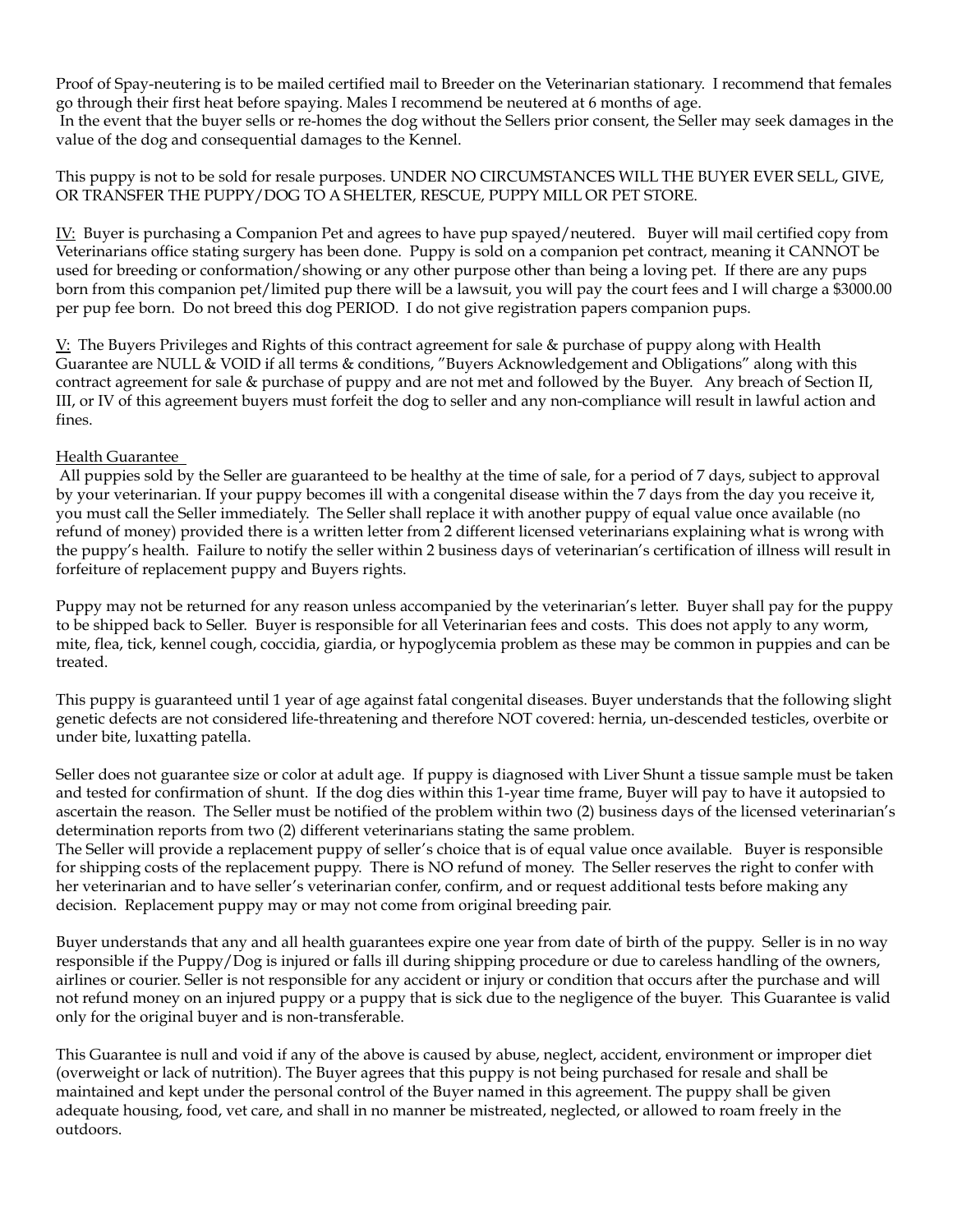Proof of Spay-neutering is to be mailed certified mail to Breeder on the Veterinarian stationary. I recommend that females go through their first heat before spaying. Males I recommend be neutered at 6 months of age.
In the event that the buyer sells or re-homes the dog without the Sellers prior consent, the Seller may seek damages in the value of the dog and consequential damages to the Kennel.

This puppy is not to be sold for resale purposes. UNDER NO CIRCUMSTANCES WILL THE BUYER EVER SELL, GIVE, OR TRANSFER THE PUPPY/DOG TO A SHELTER, RESCUE, PUPPY MILL OR PET STORE.

<u>IV:</u> Buyer is purchasing a Companion Pet and agrees to have pup spayed/neutered. Buyer will mail certified copy from Veterinarians office stating surgery has been done. Puppy is sold on a companion pet contract, meaning it CANNOT be used for breeding or conformation/showing or any other purpose other than being a loving pet. If there are any pups born from this companion pet/limited pup there will be a lawsuit, you will pay the court fees and I will charge a $3000.00 per pup fee born. Do not breed this dog PERIOD. I do not give registration papers companion pups.

<u>V:</u> The Buyers Privileges and Rights of this contract agreement for sale & purchase of puppy along with Health Guarantee are NULL & VOID if all terms & conditions, "Buyers Acknowledgement and Obligations" along with this contract agreement for sale & purchase of puppy and are not met and followed by the Buyer. Any breach of Section II, III, or IV of this agreement buyers must forfeit the dog to seller and any non-compliance will result in lawful action and fines.

<u>Health Guarantee</u>

All puppies sold by the Seller are guaranteed to be healthy at the time of sale, for a period of 7 days, subject to approval by your veterinarian. If your puppy becomes ill with a congenital disease within the 7 days from the day you receive it, you must call the Seller immediately. The Seller shall replace it with another puppy of equal value once available (no refund of money) provided there is a written letter from 2 different licensed veterinarians explaining what is wrong with the puppy's health. Failure to notify the seller within 2 business days of veterinarian's certification of illness will result in forfeiture of replacement puppy and Buyers rights.

Puppy may not be returned for any reason unless accompanied by the veterinarian's letter. Buyer shall pay for the puppy to be shipped back to Seller. Buyer is responsible for all Veterinarian fees and costs. This does not apply to any worm, mite, flea, tick, kennel cough, coccidia, giardia, or hypoglycemia problem as these may be common in puppies and can be treated.

This puppy is guaranteed until 1 year of age against fatal congenital diseases. Buyer understands that the following slight genetic defects are not considered life-threatening and therefore NOT covered: hernia, un-descended testicles, overbite or under bite, luxatting patella.

Seller does not guarantee size or color at adult age. If puppy is diagnosed with Liver Shunt a tissue sample must be taken and tested for confirmation of shunt. If the dog dies within this 1-year time frame, Buyer will pay to have it autopsied to ascertain the reason. The Seller must be notified of the problem within two (2) business days of the licensed veterinarian's determination reports from two (2) different veterinarians stating the same problem.
The Seller will provide a replacement puppy of seller's choice that is of equal value once available. Buyer is responsible for shipping costs of the replacement puppy. There is NO refund of money. The Seller reserves the right to confer with her veterinarian and to have seller's veterinarian confer, confirm, and or request additional tests before making any decision. Replacement puppy may or may not come from original breeding pair.

Buyer understands that any and all health guarantees expire one year from date of birth of the puppy. Seller is in no way responsible if the Puppy/Dog is injured or falls ill during shipping procedure or due to careless handling of the owners, airlines or courier. Seller is not responsible for any accident or injury or condition that occurs after the purchase and will not refund money on an injured puppy or a puppy that is sick due to the negligence of the buyer. This Guarantee is valid only for the original buyer and is non-transferable.

This Guarantee is null and void if any of the above is caused by abuse, neglect, accident, environment or improper diet (overweight or lack of nutrition). The Buyer agrees that this puppy is not being purchased for resale and shall be maintained and kept under the personal control of the Buyer named in this agreement. The puppy shall be given adequate housing, food, vet care, and shall in no manner be mistreated, neglected, or allowed to roam freely in the outdoors.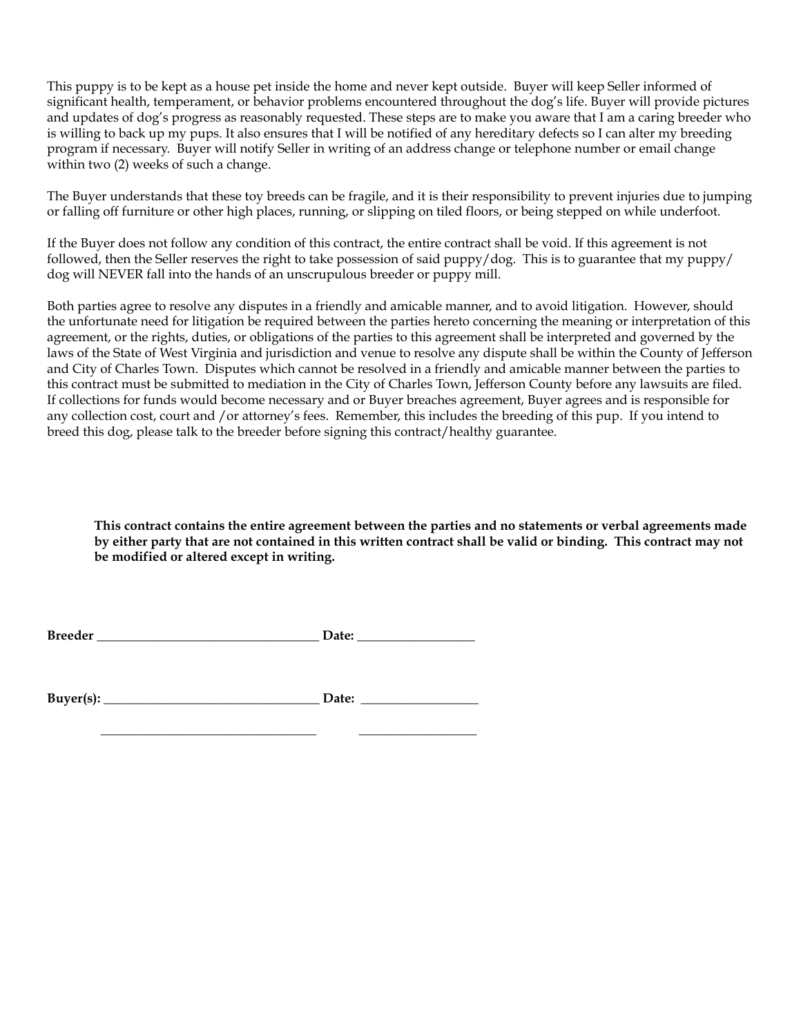This puppy is to be kept as a house pet inside the home and never kept outside. Buyer will keep Seller informed of significant health, temperament, or behavior problems encountered throughout the dog's life. Buyer will provide pictures and updates of dog's progress as reasonably requested. These steps are to make you aware that I am a caring breeder who is willing to back up my pups. It also ensures that I will be notified of any hereditary defects so I can alter my breeding program if necessary. Buyer will notify Seller in writing of an address change or telephone number or email change within two (2) weeks of such a change.

The Buyer understands that these toy breeds can be fragile, and it is their responsibility to prevent injuries due to jumping or falling off furniture or other high places, running, or slipping on tiled floors, or being stepped on while underfoot.

If the Buyer does not follow any condition of this contract, the entire contract shall be void. If this agreement is not followed, then the Seller reserves the right to take possession of said puppy/dog. This is to guarantee that my puppy/dog will NEVER fall into the hands of an unscrupulous breeder or puppy mill.

Both parties agree to resolve any disputes in a friendly and amicable manner, and to avoid litigation. However, should the unfortunate need for litigation be required between the parties hereto concerning the meaning or interpretation of this agreement, or the rights, duties, or obligations of the parties to this agreement shall be interpreted and governed by the laws of the State of West Virginia and jurisdiction and venue to resolve any dispute shall be within the County of Jefferson and City of Charles Town. Disputes which cannot be resolved in a friendly and amicable manner between the parties to this contract must be submitted to mediation in the City of Charles Town, Jefferson County before any lawsuits are filed. If collections for funds would become necessary and or Buyer breaches agreement, Buyer agrees and is responsible for any collection cost, court and /or attorney's fees. Remember, this includes the breeding of this pup. If you intend to breed this dog, please talk to the breeder before signing this contract/healthy guarantee.

**This contract contains the entire agreement between the parties and no statements or verbal agreements made by either party that are not contained in this written contract shall be valid or binding. This contract may not be modified or altered except in writing.**

**Breeder** ___________________________________ **Date:** __________________

**Buyer(s):** _________________________________ **Date:** __________________

_________________________________ __________________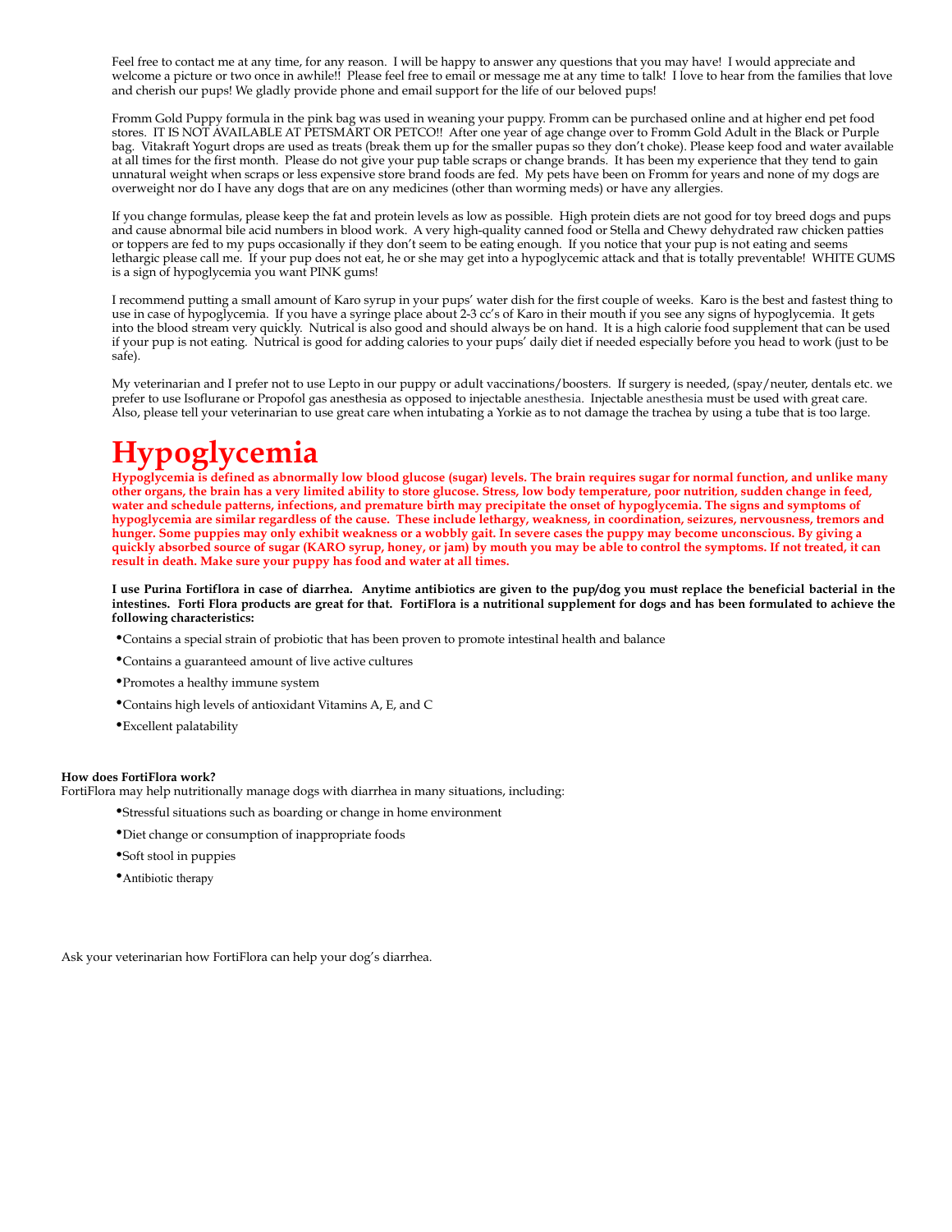Feel free to contact me at any time, for any reason. I will be happy to answer any questions that you may have! I would appreciate and welcome a picture or two once in awhile!! Please feel free to email or message me at any time to talk! I love to hear from the families that love and cherish our pups! We gladly provide phone and email support for the life of our beloved pups!

Fromm Gold Puppy formula in the pink bag was used in weaning your puppy. Fromm can be purchased online and at higher end pet food stores. IT IS NOT AVAILABLE AT PETSMART OR PETCO!! After one year of age change over to Fromm Gold Adult in the Black or Purple bag. Vitakraft Yogurt drops are used as treats (break them up for the smaller pupas so they don't choke). Please keep food and water available at all times for the first month. Please do not give your pup table scraps or change brands. It has been my experience that they tend to gain unnatural weight when scraps or less expensive store brand foods are fed. My pets have been on Fromm for years and none of my dogs are overweight nor do I have any dogs that are on any medicines (other than worming meds) or have any allergies.

If you change formulas, please keep the fat and protein levels as low as possible. High protein diets are not good for toy breed dogs and pups and cause abnormal bile acid numbers in blood work. A very high-quality canned food or Stella and Chewy dehydrated raw chicken patties or toppers are fed to my pups occasionally if they don't seem to be eating enough. If you notice that your pup is not eating and seems lethargic please call me. If your pup does not eat, he or she may get into a hypoglycemic attack and that is totally preventable! WHITE GUMS is a sign of hypoglycemia you want PINK gums!

I recommend putting a small amount of Karo syrup in your pups' water dish for the first couple of weeks. Karo is the best and fastest thing to use in case of hypoglycemia. If you have a syringe place about 2-3 cc's of Karo in their mouth if you see any signs of hypoglycemia. It gets into the blood stream very quickly. Nutrical is also good and should always be on hand. It is a high calorie food supplement that can be used if your pup is not eating. Nutrical is good for adding calories to your pups' daily diet if needed especially before you head to work (just to be safe).

My veterinarian and I prefer not to use Lepto in our puppy or adult vaccinations/boosters. If surgery is needed, (spay/neuter, dentals etc. we prefer to use Isoflurane or Propofol gas anesthesia as opposed to injectable anesthesia. Injectable anesthesia must be used with great care. Also, please tell your veterinarian to use great care when intubating a Yorkie as to not damage the trachea by using a tube that is too large.

# Hypoglycemia

**Hypoglycemia is defined as abnormally low blood glucose (sugar) levels. The brain requires sugar for normal function, and unlike many other organs, the brain has a very limited ability to store glucose. Stress, low body temperature, poor nutrition, sudden change in feed, water and schedule patterns, infections, and premature birth may precipitate the onset of hypoglycemia. The signs and symptoms of hypoglycemia are similar regardless of the cause. These include lethargy, weakness, in coordination, seizures, nervousness, tremors and hunger. Some puppies may only exhibit weakness or a wobbly gait. In severe cases the puppy may become unconscious. By giving a quickly absorbed source of sugar (KARO syrup, honey, or jam) by mouth you may be able to control the symptoms. If not treated, it can result in death. Make sure your puppy has food and water at all times.**

**I use Purina Fortiflora in case of diarrhea. Anytime antibiotics are given to the pup/dog you must replace the beneficial bacterial in the intestines. Forti Flora products are great for that. FortiFlora is a nutritional supplement for dogs and has been formulated to achieve the following characteristics:**

- Contains a special strain of probiotic that has been proven to promote intestinal health and balance
- Contains a guaranteed amount of live active cultures
- Promotes a healthy immune system
- Contains high levels of antioxidant Vitamins A, E, and C
- Excellent palatability

**How does FortiFlora work?**

FortiFlora may help nutritionally manage dogs with diarrhea in many situations, including:

- Stressful situations such as boarding or change in home environment
- Diet change or consumption of inappropriate foods
- Soft stool in puppies
- Antibiotic therapy

Ask your veterinarian how FortiFlora can help your dog's diarrhea.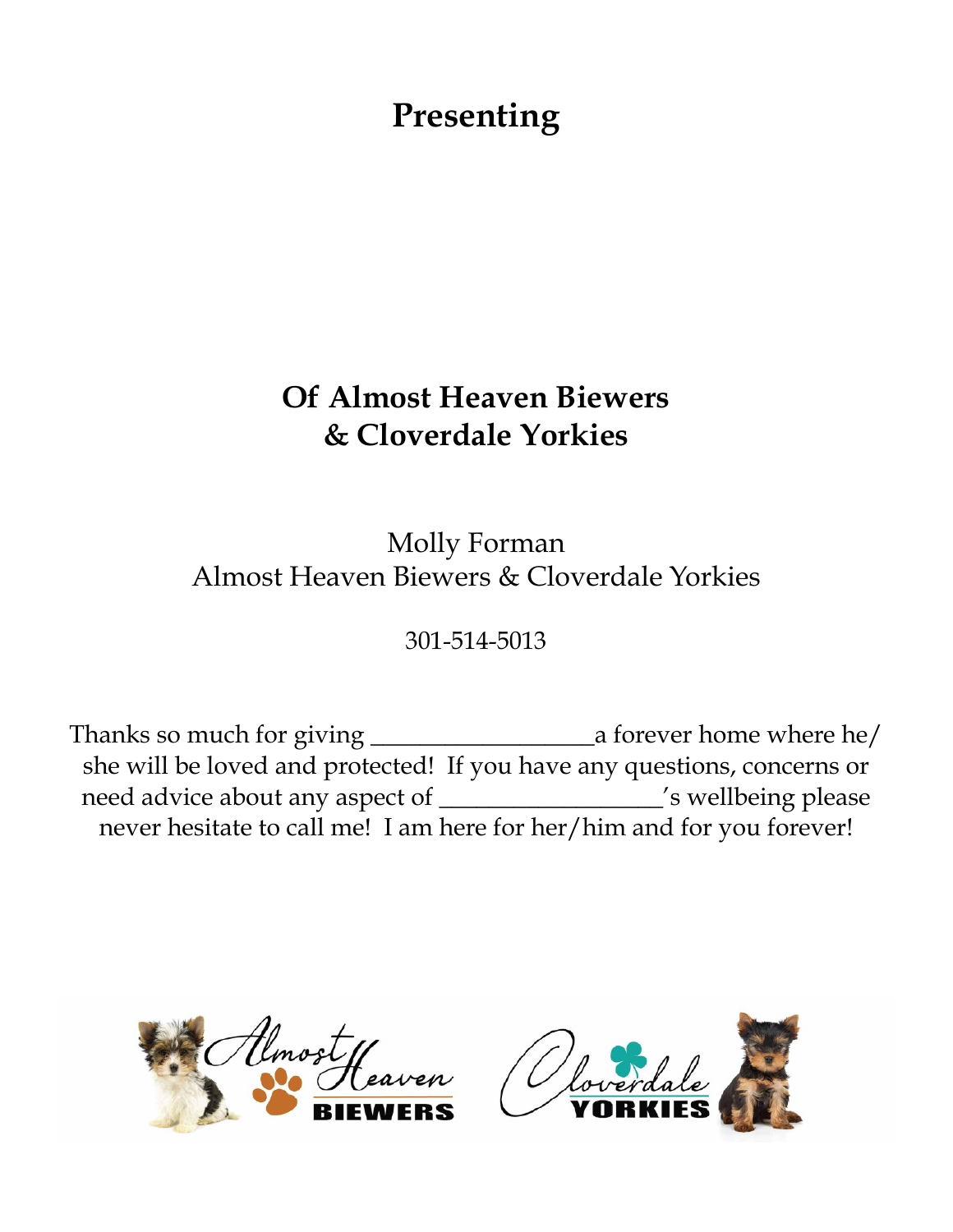# Presenting

## Of Almost Heaven Biewers & Cloverdale Yorkies

Molly Forman
Almost Heaven Biewers & Cloverdale Yorkies

301-514-5013

Thanks so much for giving _________________a forever home where he/she will be loved and protected! If you have any questions, concerns or need advice about any aspect of _________________'s wellbeing please never hesitate to call me! I am here for her/him and for you forever!

Almost Heaven BIEWERS

Cloverdale YORKIES